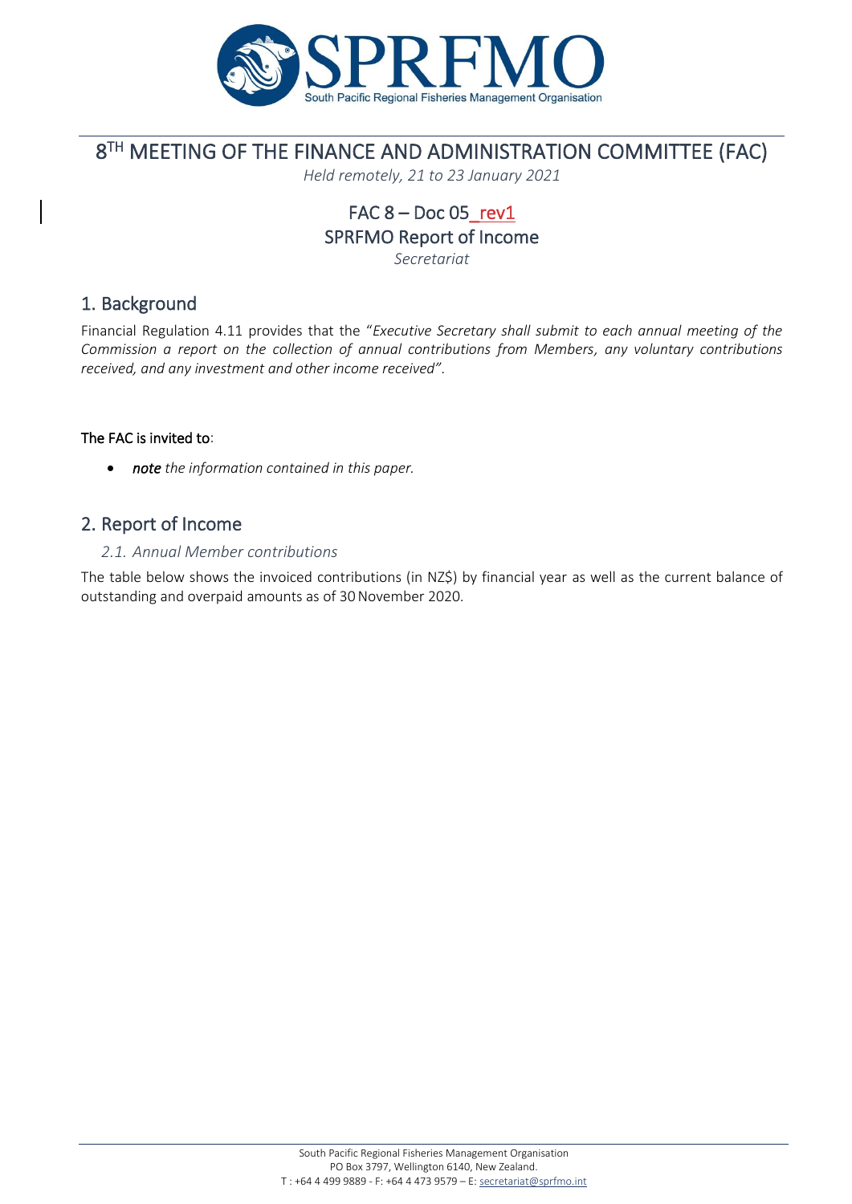SPRFMO

South Pacific Regional Fisheries Management Organisation

# 8TH MEETING OF THE FINANCE AND ADMINISTRATION COMMITTEE (FAC)

*Held remotely, 21 to 23 January 2021*

## FAC 8 – Doc 05_rev1

## SPRFMO Report of Income

*Secretariat*

## 1. Background

Financial Regulation 4.11 provides that the "*Executive Secretary shall submit to each annual meeting of the Commission a report on the collection of annual contributions from Members, any voluntary contributions received, and any investment and other income received*".

**The FAC is invited to**:

- ***note*** *the information contained in this paper.*

## 2. Report of Income

### *2.1. Annual Member contributions*

The table below shows the invoiced contributions (in NZ$) by financial year as well as the current balance of outstanding and overpaid amounts as of 30 November 2020.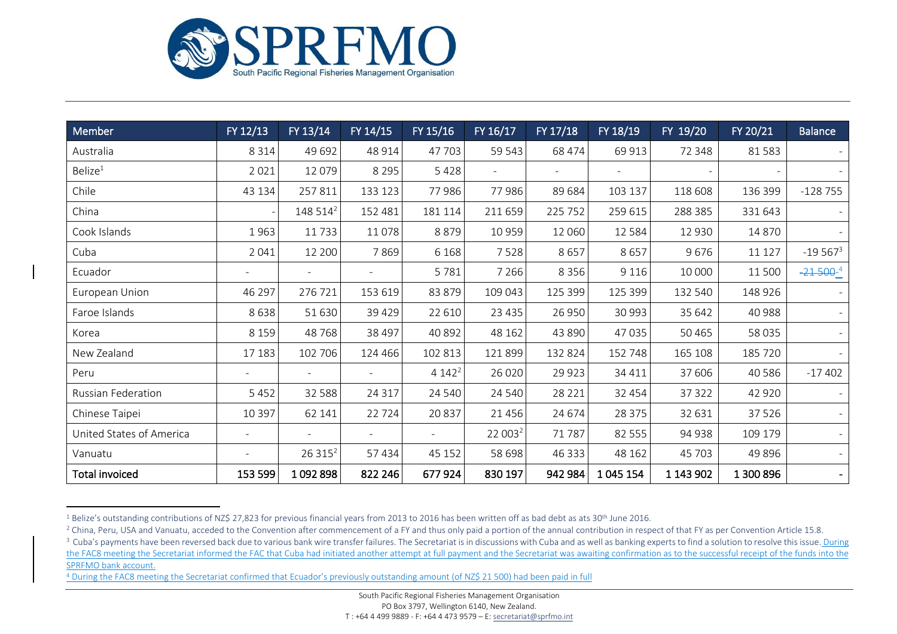| Member | FY 12/13 | FY 13/14 | FY 14/15 | FY 15/16 | FY 16/17 | FY 17/18 | FY 18/19 | FY 19/20 | FY 20/21 | Balance |
|---|---|---|---|---|---|---|---|---|---|---|
| Australia | 8 314 | 49 692 | 48 914 | 47 703 | 59 543 | 68 474 | 69 913 | 72 348 | 81 583 | - |
| Belize[1] | 2 021 | 12 079 | 8 295 | 5 428 | - | - | - | - | - | - |
| Chile | 43 134 | 257 811 | 133 123 | 77 986 | 77 986 | 89 684 | 103 137 | 118 608 | 136 399 | -128 755 |
| China | - | 148 514[2] | 152 481 | 181 114 | 211 659 | 225 752 | 259 615 | 288 385 | 331 643 | - |
| Cook Islands | 1 963 | 11 733 | 11 078 | 8 879 | 10 959 | 12 060 | 12 584 | 12 930 | 14 870 | - |
| Cuba | 2 041 | 12 200 | 7 869 | 6 168 | 7 528 | 8 657 | 8 657 | 9 676 | 11 127 | -19 567[3] |
| Ecuador | - | - | - | 5 781 | 7 266 | 8 356 | 9 116 | 10 000 | 11 500 | ~~-21 500~~ [4] |
| European Union | 46 297 | 276 721 | 153 619 | 83 879 | 109 043 | 125 399 | 125 399 | 132 540 | 148 926 | - |
| Faroe Islands | 8 638 | 51 630 | 39 429 | 22 610 | 23 435 | 26 950 | 30 993 | 35 642 | 40 988 | - |
| Korea | 8 159 | 48 768 | 38 497 | 40 892 | 48 162 | 43 890 | 47 035 | 50 465 | 58 035 | - |
| New Zealand | 17 183 | 102 706 | 124 466 | 102 813 | 121 899 | 132 824 | 152 748 | 165 108 | 185 720 | - |
| Peru | - | - | - | 4 142[2] | 26 020 | 29 923 | 34 411 | 37 606 | 40 586 | -17 402 |
| Russian Federation | 5 452 | 32 588 | 24 317 | 24 540 | 24 540 | 28 221 | 32 454 | 37 322 | 42 920 | - |
| Chinese Taipei | 10 397 | 62 141 | 22 724 | 20 837 | 21 456 | 24 674 | 28 375 | 32 631 | 37 526 | - |
| United States of America | - | - | - | - | 22 003[2] | 71 787 | 82 555 | 94 938 | 109 179 | - |
| Vanuatu | - | 26 315[2] | 57 434 | 45 152 | 58 698 | 46 333 | 48 162 | 45 703 | 49 896 | - |
| **Total invoiced** | **153 599** | **1 092 898** | **822 246** | **677 924** | **830 197** | **942 984** | **1 045 154** | **1 143 902** | **1 300 896** | **-** |

[1] Belize's outstanding contributions of NZ$ 27,823 for previous financial years from 2013 to 2016 has been written off as bad debt as ats 30th June 2016.

[2] China, Peru, USA and Vanuatu, acceded to the Convention after commencement of a FY and thus only paid a portion of the annual contribution in respect of that FY as per Convention Article 15.8.

[3] Cuba's payments have been reversed back due to various bank wire transfer failures. The Secretariat is in discussions with Cuba and as well as banking experts to find a solution to resolve this issue. During the FAC8 meeting the Secretariat informed the FAC that Cuba had initiated another attempt at full payment and the Secretariat was awaiting confirmation as to the successful receipt of the funds into the SPRFMO bank account.

[4] During the FAC8 meeting the Secretariat confirmed that Ecuador's previously outstanding amount (of NZ$ 21 500) had been paid in full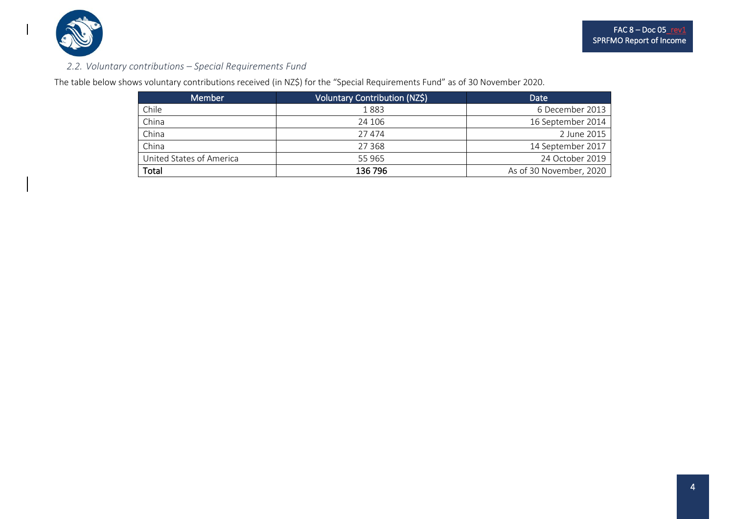### 2.2. Voluntary contributions – Special Requirements Fund

The table below shows voluntary contributions received (in NZ$) for the “Special Requirements Fund” as of 30 November 2020.

| Member | Voluntary Contribution (NZ$) | Date |
|---|---|---|
| Chile | 1 883 | 6 December 2013 |
| China | 24 106 | 16 September 2014 |
| China | 27 474 | 2 June 2015 |
| China | 27 368 | 14 September 2017 |
| United States of America | 55 965 | 24 October 2019 |
| **Total** | **136 796** | As of 30 November, 2020 |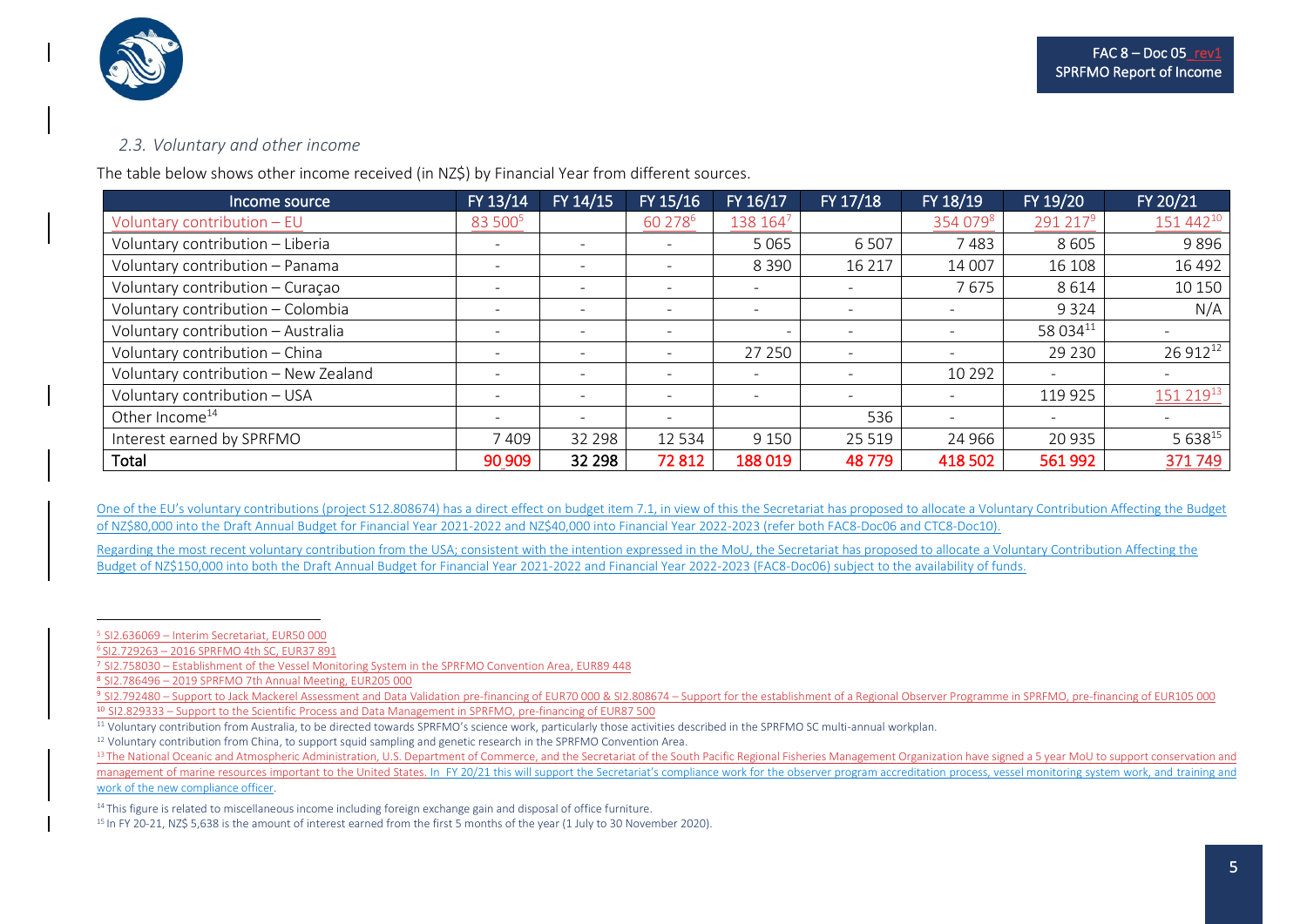### 2.3. Voluntary and other income

The table below shows other income received (in NZ$) by Financial Year from different sources.

| Income source | FY 13/14 | FY 14/15 | FY 15/16 | FY 16/17 | FY 17/18 | FY 18/19 | FY 19/20 | FY 20/21 |
|---|---|---|---|---|---|---|---|---|
| Voluntary contribution – EU | 83 500[5] | | 60 278[6] | 138 164[7] | | 354 079[8] | 291 217[9] | 151 442[10] |
| Voluntary contribution – Liberia | - | - | - | 5 065 | 6 507 | 7 483 | 8 605 | 9 896 |
| Voluntary contribution – Panama | - | - | - | 8 390 | 16 217 | 14 007 | 16 108 | 16 492 |
| Voluntary contribution – Curaçao | - | - | - | - | - | 7 675 | 8 614 | 10 150 |
| Voluntary contribution – Colombia | - | - | - | - | - | - | 9 324 | N/A |
| Voluntary contribution – Australia | - | - | - | - | - | - | 58 034[11] | - |
| Voluntary contribution – China | - | - | - | 27 250 | - | - | 29 230 | 26 912[12] |
| Voluntary contribution – New Zealand | - | - | - | - | - | 10 292 | - | - |
| Voluntary contribution – USA | - | - | - | - | - | - | 119 925 | 151 219[13] |
| Other Income[14] | - | - | - | | 536 | - | - | - |
| Interest earned by SPRFMO | 7 409 | 32 298 | 12 534 | 9 150 | 25 519 | 24 966 | 20 935 | 5 638[15] |
| **Total** | **90 909** | **32 298** | **72 812** | **188 019** | **48 779** | **418 502** | **561 992** | **371 749** |

One of the EU's voluntary contributions (project S12.808674) has a direct effect on budget item 7.1, in view of this the Secretariat has proposed to allocate a Voluntary Contribution Affecting the Budget of NZ$80,000 into the Draft Annual Budget for Financial Year 2021-2022 and NZ$40,000 into Financial Year 2022-2023 (refer both FAC8-Doc06 and CTC8-Doc10).

Regarding the most recent voluntary contribution from the USA; consistent with the intention expressed in the MoU, the Secretariat has proposed to allocate a Voluntary Contribution Affecting the Budget of NZ$150,000 into both the Draft Annual Budget for Financial Year 2021-2022 and Financial Year 2022-2023 (FAC8-Doc06) subject to the availability of funds.

---

[5] SI2.636069 – Interim Secretariat, EUR50 000

[6] SI2.729263 – 2016 SPRFMO 4th SC, EUR37 891

[7] SI2.758030 – Establishment of the Vessel Monitoring System in the SPRFMO Convention Area, EUR89 448

[8] SI2.786496 – 2019 SPRFMO 7th Annual Meeting, EUR205 000

[9] SI2.792480 – Support to Jack Mackerel Assessment and Data Validation pre-financing of EUR70 000 & SI2.808674 – Support for the establishment of a Regional Observer Programme in SPRFMO, pre-financing of EUR105 000

[10] SI2.829333 – Support to the Scientific Process and Data Management in SPRFMO, pre-financing of EUR87 500

[11] Voluntary contribution from Australia, to be directed towards SPRFMO's science work, particularly those activities described in the SPRFMO SC multi-annual workplan.

[12] Voluntary contribution from China, to support squid sampling and genetic research in the SPRFMO Convention Area.

[13] The National Oceanic and Atmospheric Administration, U.S. Department of Commerce, and the Secretariat of the South Pacific Regional Fisheries Management Organization have signed a 5 year MoU to support conservation and management of marine resources important to the United States. In FY 20/21 this will support the Secretariat's compliance work for the observer program accreditation process, vessel monitoring system work, and training and work of the new compliance officer.

[14] This figure is related to miscellaneous income including foreign exchange gain and disposal of office furniture.

[15] In FY 20-21, NZ$ 5,638 is the amount of interest earned from the first 5 months of the year (1 July to 30 November 2020).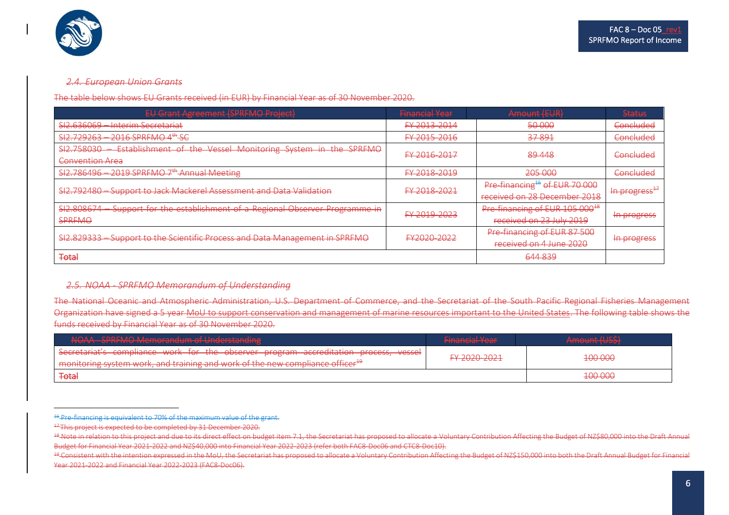### 2.4. European Union Grants

The table below shows EU Grants received (in EUR) by Financial Year as of 30 November 2020.

| EU Grant Agreement (SPRFMO Project) | Financial Year | Amount (EUR) | Status |
|---|---|---|---|
| SI2.636069 – Interim Secretariat | FY 2013-2014 | 50 000 | Concluded |
| SI2.729263 – 2016 SPRFMO 4th SC | FY 2015-2016 | 37 891 | Concluded |
| SI2.758030 – Establishment of the Vessel Monitoring System in the SPRFMO Convention Area | FY 2016-2017 | 89 448 | Concluded |
| SI2.786496 – 2019 SPRFMO 7th Annual Meeting | FY 2018-2019 | 205 000 | Concluded |
| SI2.792480 – Support to Jack Mackerel Assessment and Data Validation | FY 2018-2021 | Pre-financing[16] of EUR 70 000 received on 28 December 2018 | In progress[17] |
| SI2.808674 – Support for the establishment of a Regional Observer Programme in SPRFMO | FY 2019-2023 | Pre-financing of EUR 105 000[18] received on 23 July 2019 | In progress |
| SI2.829333 – Support to the Scientific Process and Data Management in SPRFMO | FY2020-2022 | Pre-financing of EUR 87 500 received on 4 June 2020 | In progress |
| Total | | 644 839 | |

### 2.5. NOAA - SPRFMO Memorandum of Understanding

The National Oceanic and Atmospheric Administration, U.S. Department of Commerce, and the Secretariat of the South Pacific Regional Fisheries Management Organization have signed a 5 year MoU to support conservation and management of marine resources important to the United States. The following table shows the funds received by Financial Year as of 30 November 2020.

| NOAA - SPRFMO Memorandum of Understanding | Financial Year | Amount (US$) |
|---|---|---|
| Secretariat's compliance work for the observer program accreditation process, vessel monitoring system work, and training and work of the new compliance officer[19] | FY 2020-2021 | 100 000 |
| Total | | 100 000 |

---

[16] Pre-financing is equivalent to 70% of the maximum value of the grant.

[17] This project is expected to be completed by 31 December 2020.

[18] Note in relation to this project and due to its direct effect on budget item 7.1, the Secretariat has proposed to allocate a Voluntary Contribution Affecting the Budget of NZ$80,000 into the Draft Annual Budget for Financial Year 2021-2022 and NZ$40,000 into Financial Year 2022-2023 (refer both FAC8-Doc06 and CTC8-Doc10).

[19] Consistent with the intention expressed in the MoU, the Secretariat has proposed to allocate a Voluntary Contribution Affecting the Budget of NZ$150,000 into both the Draft Annual Budget for Financial Year 2021-2022 and Financial Year 2022-2023 (FAC8-Doc06).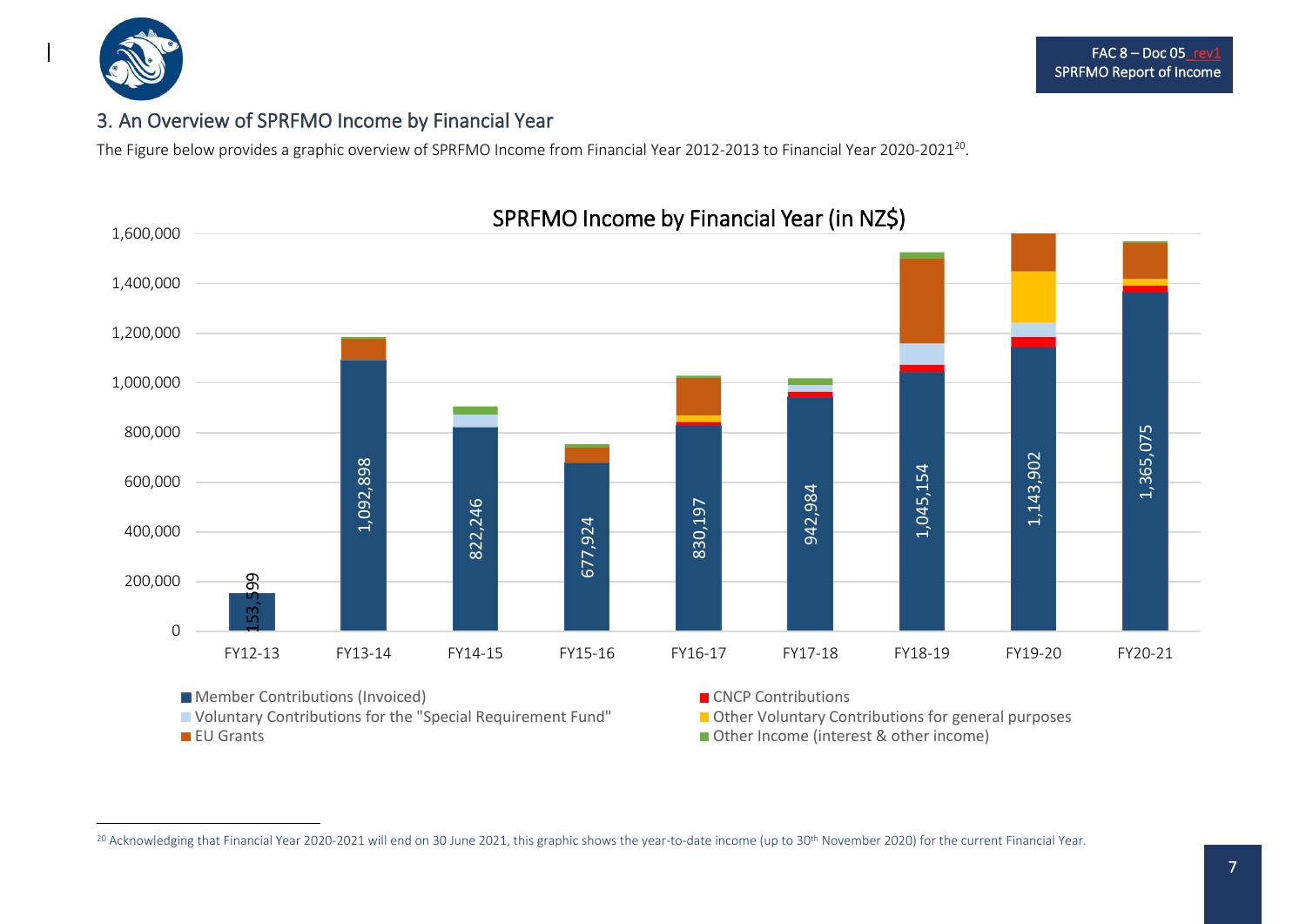## 3. An Overview of SPRFMO Income by Financial Year

The Figure below provides a graphic overview of SPRFMO Income from Financial Year 2012-2013 to Financial Year 2020-2021[20].

SPRFMO Income by Financial Year (in NZ$)

1,600,000
1,400,000
1,200,000
1,000,000
800,000
600,000
400,000
200,000
0

FY12-13: 153,599
FY13-14: 1,092,898
FY14-15: 822,246
FY15-16: 677,924
FY16-17: 830,197
FY17-18: 942,984
FY18-19: 1,045,154
FY19-20: 1,143,902
FY20-21: 1,365,075

Member Contributions (Invoiced)
CNCP Contributions
Voluntary Contributions for the "Special Requirement Fund"
Other Voluntary Contributions for general purposes
EU Grants
Other Income (interest & other income)

[20] Acknowledging that Financial Year 2020-2021 will end on 30 June 2021, this graphic shows the year-to-date income (up to 30th November 2020) for the current Financial Year.